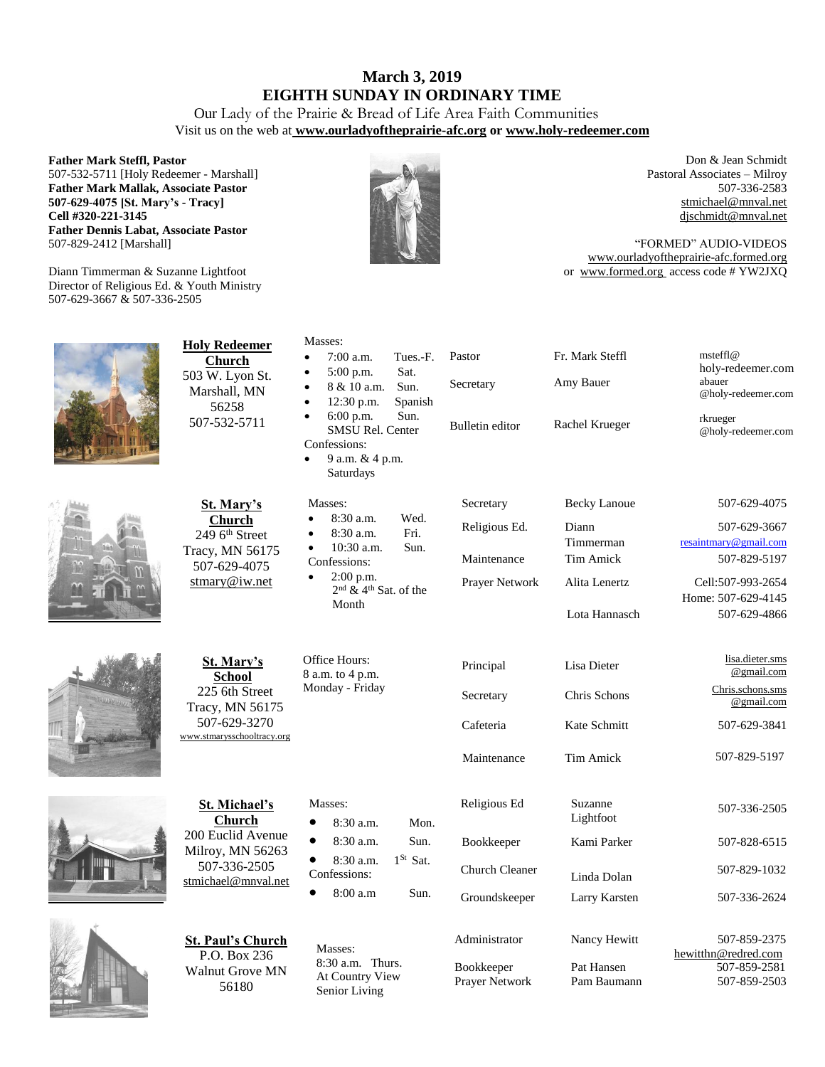# March 3, 2019
# EIGHTH SUNDAY IN ORDINARY TIME

Our Lady of the Prairie & Bread of Life Area Faith Communities

Visit us on the web at **www.ourladyoftheprairie-afc.org** or **www.holy-redeemer.com**

**Father Mark Steffl, Pastor**
507-532-5711 [Holy Redeemer - Marshall]
**Father Mark Mallak, Associate Pastor**
**507-629-4075 [St. Mary's - Tracy]**
**Cell #320-221-3145**
**Father Dennis Labat, Associate Pastor**
507-829-2412 [Marshall]

Diann Timmerman & Suzanne Lightfoot
Director of Religious Ed. & Youth Ministry
507-629-3667 & 507-336-2505

Don & Jean Schmidt
Pastoral Associates – Milroy
507-336-2583
stmichael@mnval.net
djschmidt@mnval.net

"FORMED" AUDIO-VIDEOS
www.ourladyoftheprairie-afc.formed.org
or www.formed.org access code # YW2JXQ

## Holy Redeemer Church
503 W. Lyon St.
Marshall, MN 56258
507-532-5711

Masses:
- 7:00 a.m. Tues.-F.
- 5:00 p.m. Sat.
- 8 & 10 a.m. Sun.
- 12:30 p.m. Spanish
- 6:00 p.m. Sun. SMSU Rel. Center

Confessions:
- 9 a.m. & 4 p.m. Saturdays

| | | |
|---|---|---|
| Pastor | Fr. Mark Steffl | msteffl@holy-redeemer.com |
| Secretary | Amy Bauer | abauer@holy-redeemer.com |
| Bulletin editor | Rachel Krueger | rkrueger@holy-redeemer.com |

## St. Mary's Church
249 6th Street
Tracy, MN 56175
507-629-4075
stmary@iw.net

Masses:
- 8:30 a.m. Wed.
- 8:30 a.m. Fri.
- 10:30 a.m. Sun.

Confessions:
- 2:00 p.m. 2nd & 4th Sat. of the Month

| | | |
|---|---|---|
| Secretary | Becky Lanoue | 507-629-4075 |
| Religious Ed. | Diann Timmerman | 507-629-3667 resaintmary@gmail.com |
| Maintenance | Tim Amick | 507-829-5197 |
| Prayer Network | Alita Lenertz | Cell:507-993-2654 Home: 507-629-4145 |
| | Lota Hannasch | 507-629-4866 |

## St. Mary's School
225 6th Street
Tracy, MN 56175
507-629-3270
www.stmarysschooltracy.org

Office Hours:
8 a.m. to 4 p.m.
Monday - Friday

| | | |
|---|---|---|
| Principal | Lisa Dieter | lisa.dieter.sms@gmail.com |
| Secretary | Chris Schons | Chris.schons.sms@gmail.com |
| Cafeteria | Kate Schmitt | 507-629-3841 |
| Maintenance | Tim Amick | 507-829-5197 |

## St. Michael's Church
200 Euclid Avenue
Milroy, MN 56263
507-336-2505
stmichael@mnval.net

Masses:
- 8:30 a.m. Mon.
- 8:30 a.m. Sun.
- 8:30 a.m. 1St Sat.

Confessions:
- 8:00 a.m Sun.

| | | |
|---|---|---|
| Religious Ed | Suzanne Lightfoot | 507-336-2505 |
| Bookkeeper | Kami Parker | 507-828-6515 |
| Church Cleaner | Linda Dolan | 507-829-1032 |
| Groundskeeper | Larry Karsten | 507-336-2624 |

## St. Paul's Church
P.O. Box 236
Walnut Grove MN 56180

Masses:
8:30 a.m. Thurs.
At Country View Senior Living

| | | |
|---|---|---|
| Administrator | Nancy Hewitt | 507-859-2375 hewitthn@redred.com |
| Bookkeeper | Pat Hansen | 507-859-2581 |
| Prayer Network | Pam Baumann | 507-859-2503 |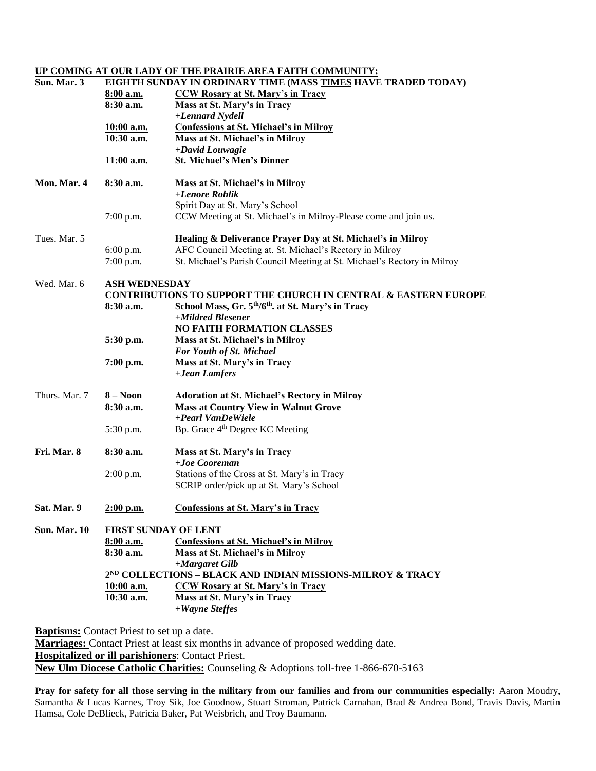## UP COMING AT OUR LADY OF THE PRAIRIE AREA FAITH COMMUNITY:

| | | |
|---|---|---|
| **Sun. Mar. 3** | **EIGHTH SUNDAY IN ORDINARY TIME (MASS TIMES HAVE TRADED TODAY)** | |
| | **8:00 a.m.** | **CCW Rosary at St. Mary's in Tracy** |
| | **8:30 a.m.** | **Mass at St. Mary's in Tracy** <br> ***+Lennard Nydell*** |
| | **10:00 a.m.** | **Confessions at St. Michael's in Milroy** |
| | **10:30 a.m.** | **Mass at St. Michael's in Milroy** <br> ***+David Louwagie*** |
| | **11:00 a.m.** | **St. Michael's Men's Dinner** |
| **Mon. Mar. 4** | **8:30 a.m.** | **Mass at St. Michael's in Milroy** <br> ***+Lenore Rohlik*** <br> Spirit Day at St. Mary's School |
| | 7:00 p.m. | CCW Meeting at St. Michael's in Milroy-Please come and join us. |
| Tues. Mar. 5 | | **Healing & Deliverance Prayer Day at St. Michael's in Milroy** |
| | 6:00 p.m. | AFC Council Meeting at. St. Michael's Rectory in Milroy |
| | 7:00 p.m. | St. Michael's Parish Council Meeting at St. Michael's Rectory in Milroy |
| Wed. Mar. 6 | **ASH WEDNESDAY** <br> **CONTRIBUTIONS TO SUPPORT THE CHURCH IN CENTRAL & EASTERN EUROPE** | |
| | **8:30 a.m.** | **School Mass, Gr. 5th/6th. at St. Mary's in Tracy** <br> ***+Mildred Blesener*** <br> **NO FAITH FORMATION CLASSES** |
| | **5:30 p.m.** | **Mass at St. Michael's in Milroy** <br> ***For Youth of St. Michael*** |
| | **7:00 p.m.** | **Mass at St. Mary's in Tracy** <br> ***+Jean Lamfers*** |
| Thurs. Mar. 7 | **8 – Noon** | **Adoration at St. Michael's Rectory in Milroy** |
| | **8:30 a.m.** | **Mass at Country View in Walnut Grove** <br> ***+Pearl VanDeWiele*** |
| | 5:30 p.m. | Bp. Grace 4th Degree KC Meeting |
| **Fri. Mar. 8** | **8:30 a.m.** | **Mass at St. Mary's in Tracy** <br> ***+Joe Cooreman*** |
| | 2:00 p.m. | Stations of the Cross at St. Mary's in Tracy <br> SCRIP order/pick up at St. Mary's School |
| **Sat. Mar. 9** | **2:00 p.m.** | **Confessions at St. Mary's in Tracy** |
| **Sun. Mar. 10** | **FIRST SUNDAY OF LENT** | |
| | **8:00 a.m.** | **Confessions at St. Michael's in Milroy** |
| | **8:30 a.m.** | **Mass at St. Michael's in Milroy** <br> ***+Margaret Gilb*** |
| | **2ND COLLECTIONS – BLACK AND INDIAN MISSIONS-MILROY & TRACY** | |
| | **10:00 a.m.** | **CCW Rosary at St. Mary's in Tracy** |
| | **10:30 a.m.** | **Mass at St. Mary's in Tracy** <br> ***+Wayne Steffes*** |

**Baptisms:** Contact Priest to set up a date.
**Marriages:** Contact Priest at least six months in advance of proposed wedding date.
**Hospitalized or ill parishioners**: Contact Priest.
**New Ulm Diocese Catholic Charities:** Counseling & Adoptions toll-free 1-866-670-5163

**Pray for safety for all those serving in the military from our families and from our communities especially:** Aaron Moudry, Samantha & Lucas Karnes, Troy Sik, Joe Goodnow, Stuart Stroman, Patrick Carnahan, Brad & Andrea Bond, Travis Davis, Martin Hamsa, Cole DeBlieck, Patricia Baker, Pat Weisbrich, and Troy Baumann.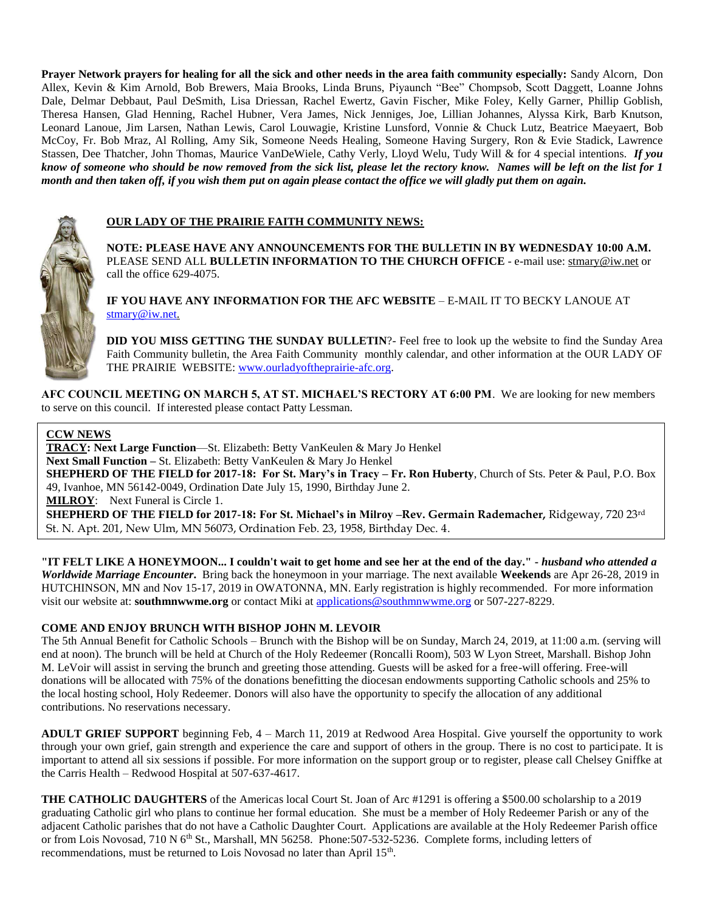**Prayer Network prayers for healing for all the sick and other needs in the area faith community especially:** Sandy Alcorn, Don Allex, Kevin & Kim Arnold, Bob Brewers, Maia Brooks, Linda Bruns, Piyaunch "Bee" Chompsob, Scott Daggett, Loanne Johns Dale, Delmar Debbaut, Paul DeSmith, Lisa Driessan, Rachel Ewertz, Gavin Fischer, Mike Foley, Kelly Garner, Phillip Goblish, Theresa Hansen, Glad Henning, Rachel Hubner, Vera James, Nick Jenniges, Joe, Lillian Johannes, Alyssa Kirk, Barb Knutson, Leonard Lanoue, Jim Larsen, Nathan Lewis, Carol Louwagie, Kristine Lunsford, Vonnie & Chuck Lutz, Beatrice Maeyaert, Bob McCoy, Fr. Bob Mraz, Al Rolling, Amy Sik, Someone Needs Healing, Someone Having Surgery, Ron & Evie Stadick, Lawrence Stassen, Dee Thatcher, John Thomas, Maurice VanDeWiele, Cathy Verly, Lloyd Welu, Tudy Will & for 4 special intentions. ***If you know of someone who should be now removed from the sick list, please let the rectory know. Names will be left on the list for 1 month and then taken off, if you wish them put on again please contact the office we will gladly put them on again.***

## OUR LADY OF THE PRAIRIE FAITH COMMUNITY NEWS:

**NOTE: PLEASE HAVE ANY ANNOUNCEMENTS FOR THE BULLETIN IN BY WEDNESDAY 10:00 A.M.** PLEASE SEND ALL **BULLETIN INFORMATION TO THE CHURCH OFFICE** - e-mail use: stmary@iw.net or call the office 629-4075.

**IF YOU HAVE ANY INFORMATION FOR THE AFC WEBSITE** – E-MAIL IT TO BECKY LANOUE AT stmary@iw.net.

**DID YOU MISS GETTING THE SUNDAY BULLETIN**?- Feel free to look up the website to find the Sunday Area Faith Community bulletin, the Area Faith Community monthly calendar, and other information at the OUR LADY OF THE PRAIRIE WEBSITE: www.ourladyoftheprairie-afc.org.

**AFC COUNCIL MEETING ON MARCH 5, AT ST. MICHAEL'S RECTORY AT 6:00 PM**. We are looking for new members to serve on this council. If interested please contact Patty Lessman.

**CCW NEWS**

**TRACY: Next Large Function**—St. Elizabeth: Betty VanKeulen & Mary Jo Henkel
**Next Small Function –** St. Elizabeth: Betty VanKeulen & Mary Jo Henkel
**SHEPHERD OF THE FIELD for 2017-18: For St. Mary's in Tracy – Fr. Ron Huberty**, Church of Sts. Peter & Paul, P.O. Box 49, Ivanhoe, MN 56142-0049, Ordination Date July 15, 1990, Birthday June 2.
**MILROY**: Next Funeral is Circle 1.
**SHEPHERD OF THE FIELD for 2017-18: For St. Michael's in Milroy –Rev. Germain Rademacher,** Ridgeway, 720 23rd St. N. Apt. 201, New Ulm, MN 56073, Ordination Feb. 23, 1958, Birthday Dec. 4.

**"IT FELT LIKE A HONEYMOON... I couldn't wait to get home and see her at the end of the day." -** ***husband who attended a Worldwide Marriage Encounter.*** Bring back the honeymoon in your marriage. The next available **Weekends** are Apr 26-28, 2019 in HUTCHINSON, MN and Nov 15-17, 2019 in OWATONNA, MN. Early registration is highly recommended. For more information visit our website at: **southmnwwme.org** or contact Miki at applications@southmnwwme.org or 507-227-8229.

**COME AND ENJOY BRUNCH WITH BISHOP JOHN M. LEVOIR**

The 5th Annual Benefit for Catholic Schools – Brunch with the Bishop will be on Sunday, March 24, 2019, at 11:00 a.m. (serving will end at noon). The brunch will be held at Church of the Holy Redeemer (Roncalli Room), 503 W Lyon Street, Marshall. Bishop John M. LeVoir will assist in serving the brunch and greeting those attending. Guests will be asked for a free-will offering. Free-will donations will be allocated with 75% of the donations benefitting the diocesan endowments supporting Catholic schools and 25% to the local hosting school, Holy Redeemer. Donors will also have the opportunity to specify the allocation of any additional contributions. No reservations necessary.

**ADULT GRIEF SUPPORT** beginning Feb, 4 – March 11, 2019 at Redwood Area Hospital. Give yourself the opportunity to work through your own grief, gain strength and experience the care and support of others in the group. There is no cost to participate. It is important to attend all six sessions if possible. For more information on the support group or to register, please call Chelsey Gniffke at the Carris Health – Redwood Hospital at 507-637-4617.

**THE CATHOLIC DAUGHTERS** of the Americas local Court St. Joan of Arc #1291 is offering a $500.00 scholarship to a 2019 graduating Catholic girl who plans to continue her formal education. She must be a member of Holy Redeemer Parish or any of the adjacent Catholic parishes that do not have a Catholic Daughter Court. Applications are available at the Holy Redeemer Parish office or from Lois Novosad, 710 N 6th St., Marshall, MN 56258. Phone:507-532-5236. Complete forms, including letters of recommendations, must be returned to Lois Novosad no later than April 15th.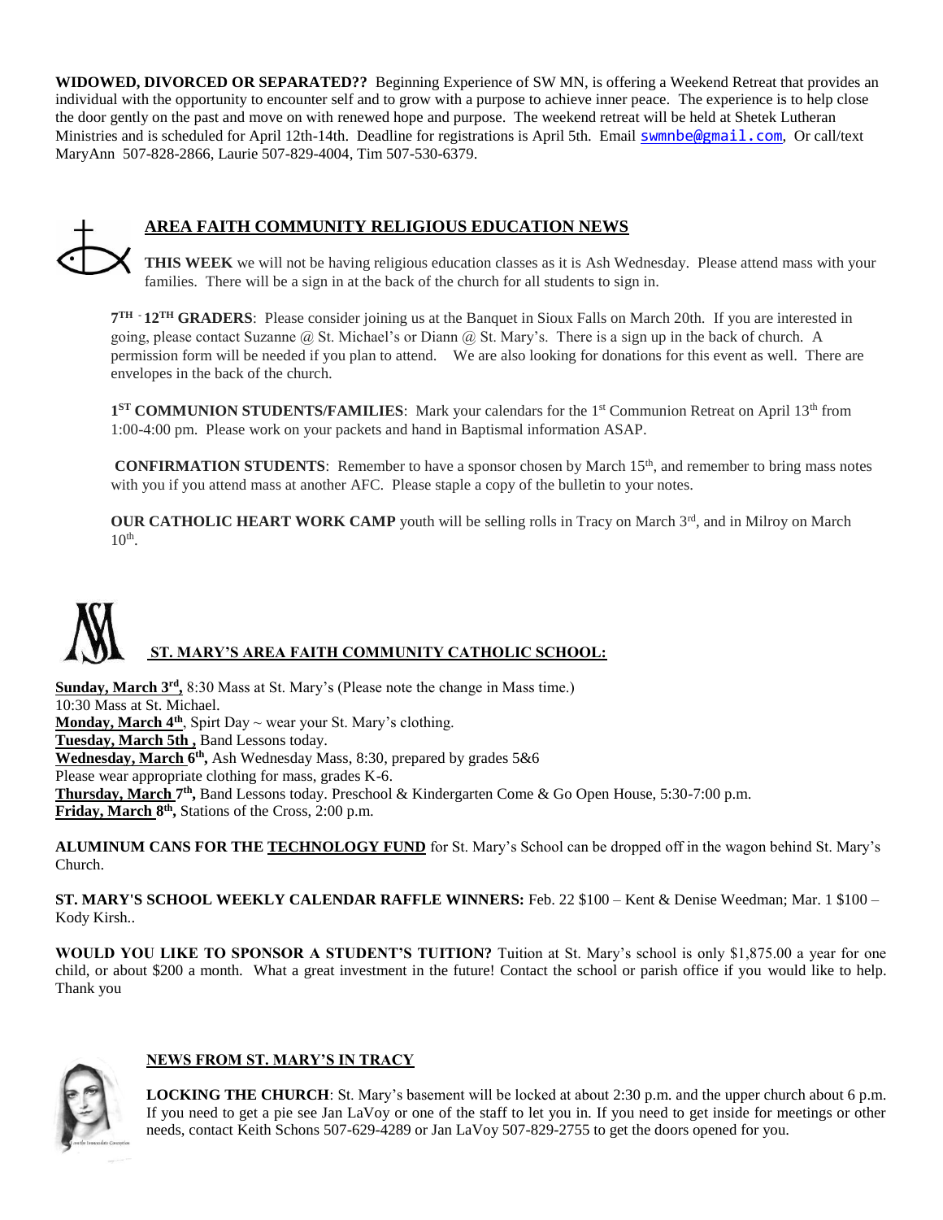**WIDOWED, DIVORCED OR SEPARATED??** Beginning Experience of SW MN, is offering a Weekend Retreat that provides an individual with the opportunity to encounter self and to grow with a purpose to achieve inner peace. The experience is to help close the door gently on the past and move on with renewed hope and purpose. The weekend retreat will be held at Shetek Lutheran Ministries and is scheduled for April 12th-14th. Deadline for registrations is April 5th. Email swmnbe@gmail.com, Or call/text MaryAnn 507-828-2866, Laurie 507-829-4004, Tim 507-530-6379.

## AREA FAITH COMMUNITY RELIGIOUS EDUCATION NEWS

**THIS WEEK** we will not be having religious education classes as it is Ash Wednesday. Please attend mass with your families. There will be a sign in at the back of the church for all students to sign in.

**7TH - 12TH GRADERS**: Please consider joining us at the Banquet in Sioux Falls on March 20th. If you are interested in going, please contact Suzanne @ St. Michael's or Diann @ St. Mary's. There is a sign up in the back of church. A permission form will be needed if you plan to attend. We are also looking for donations for this event as well. There are envelopes in the back of the church.

**1ST COMMUNION STUDENTS/FAMILIES**: Mark your calendars for the 1st Communion Retreat on April 13th from 1:00-4:00 pm. Please work on your packets and hand in Baptismal information ASAP.

**CONFIRMATION STUDENTS**: Remember to have a sponsor chosen by March 15th, and remember to bring mass notes with you if you attend mass at another AFC. Please staple a copy of the bulletin to your notes.

**OUR CATHOLIC HEART WORK CAMP** youth will be selling rolls in Tracy on March 3rd, and in Milroy on March 10th.

## ST. MARY'S AREA FAITH COMMUNITY CATHOLIC SCHOOL:

**Sunday, March 3rd,** 8:30 Mass at St. Mary's (Please note the change in Mass time.)
10:30 Mass at St. Michael.
**Monday, March 4th**, Spirt Day ~ wear your St. Mary's clothing.
**Tuesday, March 5th ,** Band Lessons today.
**Wednesday, March 6th,** Ash Wednesday Mass, 8:30, prepared by grades 5&6
Please wear appropriate clothing for mass, grades K-6.
**Thursday, March 7th,** Band Lessons today. Preschool & Kindergarten Come & Go Open House, 5:30-7:00 p.m.
**Friday, March 8th,** Stations of the Cross, 2:00 p.m.

**ALUMINUM CANS FOR THE TECHNOLOGY FUND** for St. Mary's School can be dropped off in the wagon behind St. Mary's Church.

**ST. MARY'S SCHOOL WEEKLY CALENDAR RAFFLE WINNERS:** Feb. 22 $100 – Kent & Denise Weedman; Mar. 1 $100 – Kody Kirsh..

**WOULD YOU LIKE TO SPONSOR A STUDENT'S TUITION?** Tuition at St. Mary's school is only $1,875.00 a year for one child, or about $200 a month. What a great investment in the future! Contact the school or parish office if you would like to help. Thank you

## NEWS FROM ST. MARY'S IN TRACY

**LOCKING THE CHURCH**: St. Mary's basement will be locked at about 2:30 p.m. and the upper church about 6 p.m. If you need to get a pie see Jan LaVoy or one of the staff to let you in. If you need to get inside for meetings or other needs, contact Keith Schons 507-629-4289 or Jan LaVoy 507-829-2755 to get the doors opened for you.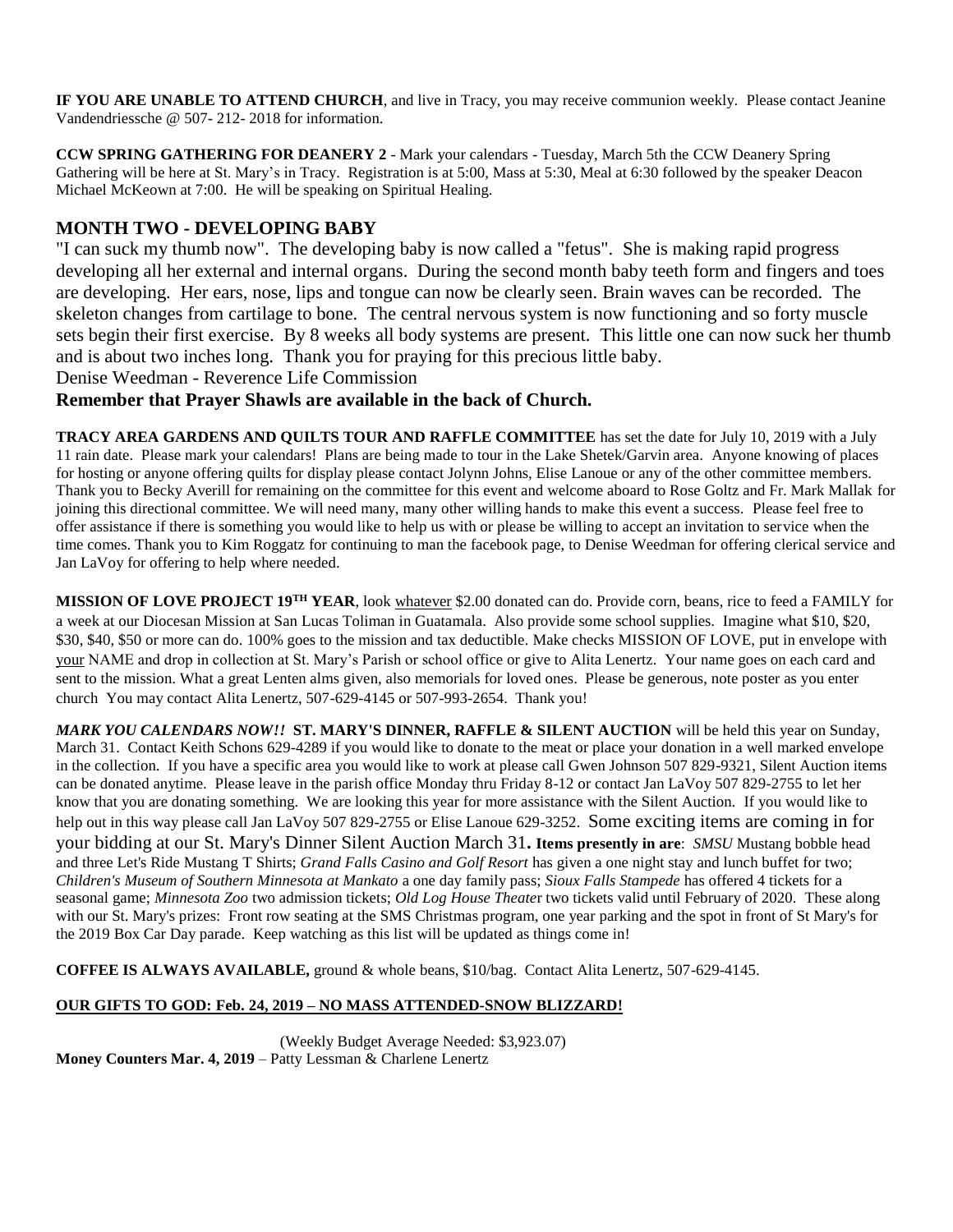**IF YOU ARE UNABLE TO ATTEND CHURCH**, and live in Tracy, you may receive communion weekly. Please contact Jeanine Vandendriessche @ 507- 212- 2018 for information.

**CCW SPRING GATHERING FOR DEANERY 2** - Mark your calendars - Tuesday, March 5th the CCW Deanery Spring Gathering will be here at St. Mary's in Tracy. Registration is at 5:00, Mass at 5:30, Meal at 6:30 followed by the speaker Deacon Michael McKeown at 7:00. He will be speaking on Spiritual Healing.

## MONTH TWO - DEVELOPING BABY

"I can suck my thumb now". The developing baby is now called a "fetus". She is making rapid progress developing all her external and internal organs. During the second month baby teeth form and fingers and toes are developing. Her ears, nose, lips and tongue can now be clearly seen. Brain waves can be recorded. The skeleton changes from cartilage to bone. The central nervous system is now functioning and so forty muscle sets begin their first exercise. By 8 weeks all body systems are present. This little one can now suck her thumb and is about two inches long. Thank you for praying for this precious little baby.
Denise Weedman - Reverence Life Commission

**Remember that Prayer Shawls are available in the back of Church.**

**TRACY AREA GARDENS AND QUILTS TOUR AND RAFFLE COMMITTEE** has set the date for July 10, 2019 with a July 11 rain date. Please mark your calendars! Plans are being made to tour in the Lake Shetek/Garvin area. Anyone knowing of places for hosting or anyone offering quilts for display please contact Jolynn Johns, Elise Lanoue or any of the other committee members. Thank you to Becky Averill for remaining on the committee for this event and welcome aboard to Rose Goltz and Fr. Mark Mallak for joining this directional committee. We will need many, many other willing hands to make this event a success. Please feel free to offer assistance if there is something you would like to help us with or please be willing to accept an invitation to service when the time comes. Thank you to Kim Roggatz for continuing to man the facebook page, to Denise Weedman for offering clerical service and Jan LaVoy for offering to help where needed.

**MISSION OF LOVE PROJECT 19TH YEAR**, look whatever $2.00 donated can do. Provide corn, beans, rice to feed a FAMILY for a week at our Diocesan Mission at San Lucas Toliman in Guatamala. Also provide some school supplies. Imagine what $10, $20, $30, $40, $50 or more can do. 100% goes to the mission and tax deductible. Make checks MISSION OF LOVE, put in envelope with your NAME and drop in collection at St. Mary's Parish or school office or give to Alita Lenertz. Your name goes on each card and sent to the mission. What a great Lenten alms given, also memorials for loved ones. Please be generous, note poster as you enter church You may contact Alita Lenertz, 507-629-4145 or 507-993-2654. Thank you!

***MARK YOU CALENDARS NOW!!*** **ST. MARY'S DINNER, RAFFLE & SILENT AUCTION** will be held this year on Sunday, March 31. Contact Keith Schons 629-4289 if you would like to donate to the meat or place your donation in a well marked envelope in the collection. If you have a specific area you would like to work at please call Gwen Johnson 507 829-9321, Silent Auction items can be donated anytime. Please leave in the parish office Monday thru Friday 8-12 or contact Jan LaVoy 507 829-2755 to let her know that you are donating something. We are looking this year for more assistance with the Silent Auction. If you would like to help out in this way please call Jan LaVoy 507 829-2755 or Elise Lanoue 629-3252. Some exciting items are coming in for your bidding at our St. Mary's Dinner Silent Auction March 31**. Items presently in are**: *SMSU* Mustang bobble head and three Let's Ride Mustang T Shirts; *Grand Falls Casino and Golf Resort* has given a one night stay and lunch buffet for two; *Children's Museum of Southern Minnesota at Mankato* a one day family pass; *Sioux Falls Stampede* has offered 4 tickets for a seasonal game; *Minnesota Zoo* two admission tickets; *Old Log House Theater* two tickets valid until February of 2020. These along with our St. Mary's prizes: Front row seating at the SMS Christmas program, one year parking and the spot in front of St Mary's for the 2019 Box Car Day parade. Keep watching as this list will be updated as things come in!

**COFFEE IS ALWAYS AVAILABLE,** ground & whole beans, $10/bag. Contact Alita Lenertz, 507-629-4145.

**OUR GIFTS TO GOD: Feb. 24, 2019 – NO MASS ATTENDED-SNOW BLIZZARD!**

(Weekly Budget Average Needed: $3,923.07)

**Money Counters Mar. 4, 2019** – Patty Lessman & Charlene Lenertz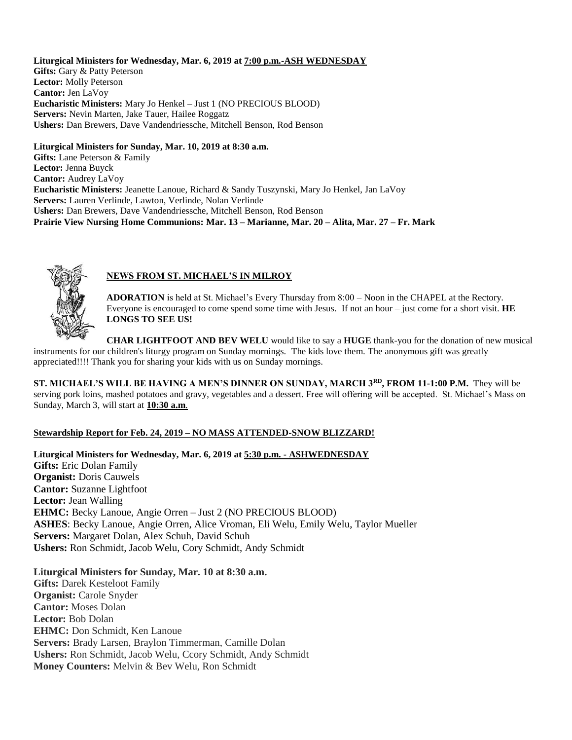**Liturgical Ministers for Wednesday, Mar. 6, 2019 at 7:00 p.m.-ASH WEDNESDAY**
**Gifts:** Gary & Patty Peterson
**Lector:** Molly Peterson
**Cantor:** Jen LaVoy
**Eucharistic Ministers:** Mary Jo Henkel – Just 1 (NO PRECIOUS BLOOD)
**Servers:** Nevin Marten, Jake Tauer, Hailee Roggatz
**Ushers:** Dan Brewers, Dave Vandendriessche, Mitchell Benson, Rod Benson

**Liturgical Ministers for Sunday, Mar. 10, 2019 at 8:30 a.m.**
**Gifts:** Lane Peterson & Family
**Lector:** Jenna Buyck
**Cantor:** Audrey LaVoy
**Eucharistic Ministers:** Jeanette Lanoue, Richard & Sandy Tuszynski, Mary Jo Henkel, Jan LaVoy
**Servers:** Lauren Verlinde, Lawton, Verlinde, Nolan Verlinde
**Ushers:** Dan Brewers, Dave Vandendriessche, Mitchell Benson, Rod Benson
**Prairie View Nursing Home Communions: Mar. 13 – Marianne, Mar. 20 – Alita, Mar. 27 – Fr. Mark**

## NEWS FROM ST. MICHAEL'S IN MILROY

**ADORATION** is held at St. Michael's Every Thursday from 8:00 – Noon in the CHAPEL at the Rectory. Everyone is encouraged to come spend some time with Jesus. If not an hour – just come for a short visit. **HE LONGS TO SEE US!**

**CHAR LIGHTFOOT AND BEV WELU** would like to say a **HUGE** thank-you for the donation of new musical instruments for our children's liturgy program on Sunday mornings. The kids love them. The anonymous gift was greatly appreciated!!!! Thank you for sharing your kids with us on Sunday mornings.

**ST. MICHAEL'S WILL BE HAVING A MEN'S DINNER ON SUNDAY, MARCH 3RD, FROM 11-1:00 P.M.** They will be serving pork loins, mashed potatoes and gravy, vegetables and a dessert. Free will offering will be accepted. St. Michael's Mass on Sunday, March 3, will start at **10:30 a.m**.

**Stewardship Report for Feb. 24, 2019 – NO MASS ATTENDED-SNOW BLIZZARD!**

**Liturgical Ministers for Wednesday, Mar. 6, 2019 at 5:30 p.m. - ASHWEDNESDAY**
**Gifts:** Eric Dolan Family
**Organist:** Doris Cauwels
**Cantor:** Suzanne Lightfoot
**Lector:** Jean Walling
**EHMC:** Becky Lanoue, Angie Orren – Just 2 (NO PRECIOUS BLOOD)
**ASHES**: Becky Lanoue, Angie Orren, Alice Vroman, Eli Welu, Emily Welu, Taylor Mueller
**Servers:** Margaret Dolan, Alex Schuh, David Schuh
**Ushers:** Ron Schmidt, Jacob Welu, Cory Schmidt, Andy Schmidt

**Liturgical Ministers for Sunday, Mar. 10 at 8:30 a.m.**
**Gifts:** Darek Kesteloot Family
**Organist:** Carole Snyder
**Cantor:** Moses Dolan
**Lector:** Bob Dolan
**EHMC:** Don Schmidt, Ken Lanoue
**Servers:** Brady Larsen, Braylon Timmerman, Camille Dolan
**Ushers:** Ron Schmidt, Jacob Welu, Ccory Schmidt, Andy Schmidt
**Money Counters:** Melvin & Bev Welu, Ron Schmidt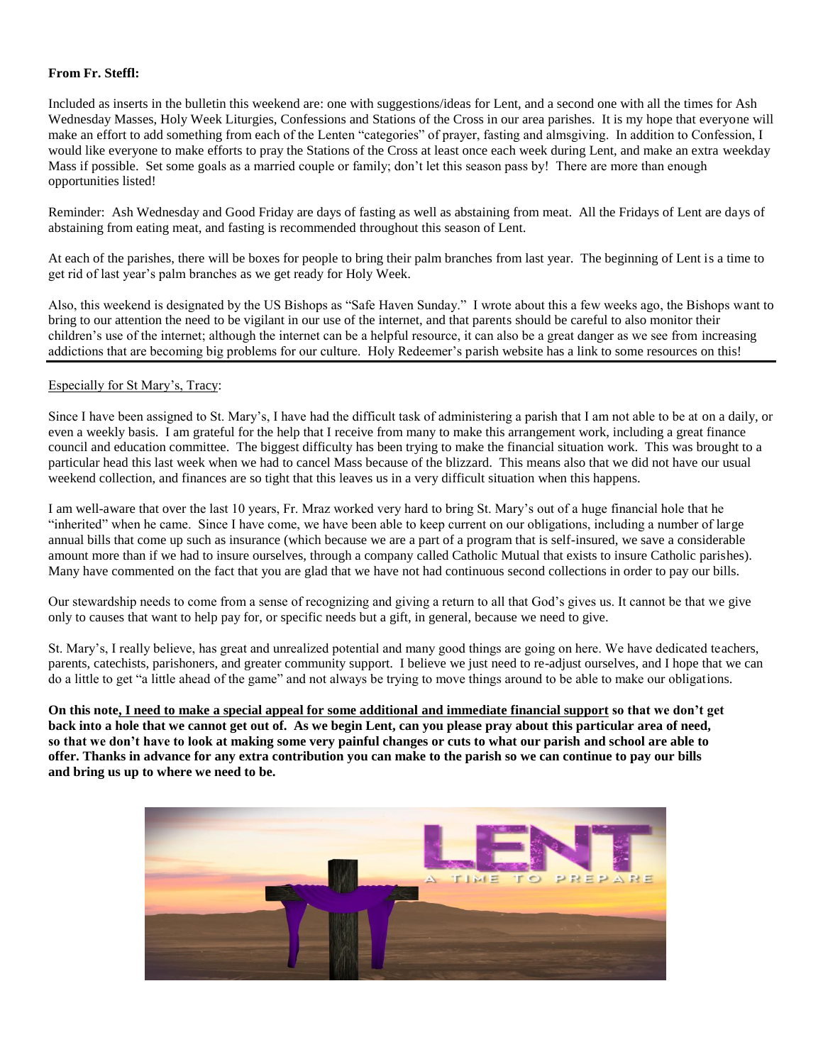**From Fr. Steffl:**

Included as inserts in the bulletin this weekend are: one with suggestions/ideas for Lent, and a second one with all the times for Ash Wednesday Masses, Holy Week Liturgies, Confessions and Stations of the Cross in our area parishes. It is my hope that everyone will make an effort to add something from each of the Lenten "categories" of prayer, fasting and almsgiving. In addition to Confession, I would like everyone to make efforts to pray the Stations of the Cross at least once each week during Lent, and make an extra weekday Mass if possible. Set some goals as a married couple or family; don't let this season pass by! There are more than enough opportunities listed!

Reminder: Ash Wednesday and Good Friday are days of fasting as well as abstaining from meat. All the Fridays of Lent are days of abstaining from eating meat, and fasting is recommended throughout this season of Lent.

At each of the parishes, there will be boxes for people to bring their palm branches from last year. The beginning of Lent is a time to get rid of last year's palm branches as we get ready for Holy Week.

Also, this weekend is designated by the US Bishops as "Safe Haven Sunday." I wrote about this a few weeks ago, the Bishops want to bring to our attention the need to be vigilant in our use of the internet, and that parents should be careful to also monitor their children's use of the internet; although the internet can be a helpful resource, it can also be a great danger as we see from increasing addictions that are becoming big problems for our culture. Holy Redeemer's parish website has a link to some resources on this!

---

<u>Especially for St Mary's, Tracy</u>:

Since I have been assigned to St. Mary's, I have had the difficult task of administering a parish that I am not able to be at on a daily, or even a weekly basis. I am grateful for the help that I receive from many to make this arrangement work, including a great finance council and education committee. The biggest difficulty has been trying to make the financial situation work. This was brought to a particular head this last week when we had to cancel Mass because of the blizzard. This means also that we did not have our usual weekend collection, and finances are so tight that this leaves us in a very difficult situation when this happens.

I am well-aware that over the last 10 years, Fr. Mraz worked very hard to bring St. Mary's out of a huge financial hole that he "inherited" when he came. Since I have come, we have been able to keep current on our obligations, including a number of large annual bills that come up such as insurance (which because we are a part of a program that is self-insured, we save a considerable amount more than if we had to insure ourselves, through a company called Catholic Mutual that exists to insure Catholic parishes). Many have commented on the fact that you are glad that we have not had continuous second collections in order to pay our bills.

Our stewardship needs to come from a sense of recognizing and giving a return to all that God's gives us. It cannot be that we give only to causes that want to help pay for, or specific needs but a gift, in general, because we need to give.

St. Mary's, I really believe, has great and unrealized potential and many good things are going on here. We have dedicated teachers, parents, catechists, parishoners, and greater community support. I believe we just need to re-adjust ourselves, and I hope that we can do a little to get "a little ahead of the game" and not always be trying to move things around to be able to make our obligations.

**On this note, <u>I need to make a special appeal for some additional and immediate financial support</u> so that we don't get back into a hole that we cannot get out of. As we begin Lent, can you please pray about this particular area of need, so that we don't have to look at making some very painful changes or cuts to what our parish and school are able to offer. Thanks in advance for any extra contribution you can make to the parish so we can continue to pay our bills and bring us up to where we need to be.**

LENT

A TIME TO PREPARE